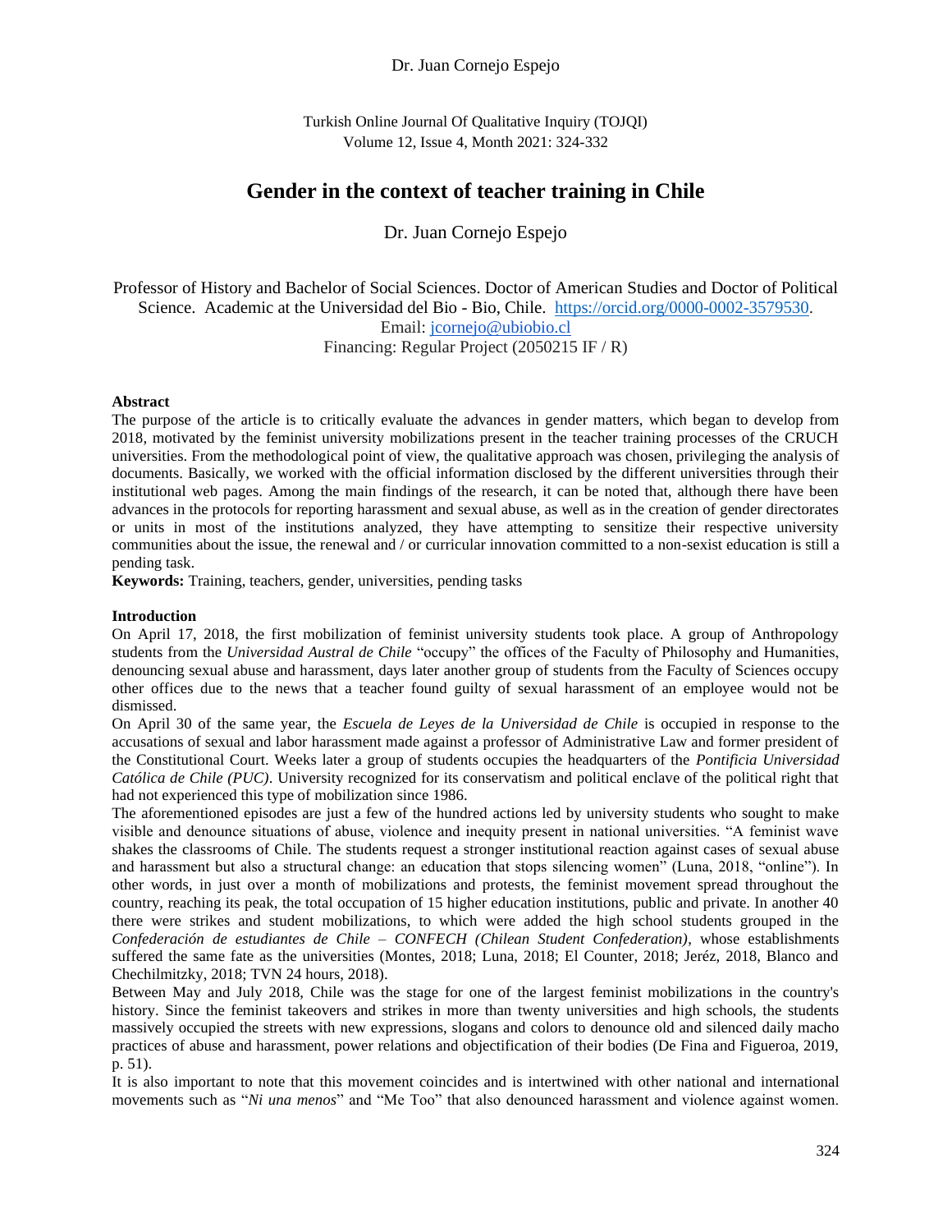# Gender in the context of teacher training in Chile

Dr. Juan Cornejo Espejo

Professor of History and Bachelor of Social Sciences. Doctor of American Studies and Doctor of Political Science. Academic at the Universidad del Bio - Bio, Chile. https://orcid.org/0000-0002-3579530.
Email: jcornejo@ubiobio.cl
Financing: Regular Project (2050215 IF / R)

**Abstract**

The purpose of the article is to critically evaluate the advances in gender matters, which began to develop from 2018, motivated by the feminist university mobilizations present in the teacher training processes of the CRUCH universities. From the methodological point of view, the qualitative approach was chosen, privileging the analysis of documents. Basically, we worked with the official information disclosed by the different universities through their institutional web pages. Among the main findings of the research, it can be noted that, although there have been advances in the protocols for reporting harassment and sexual abuse, as well as in the creation of gender directorates or units in most of the institutions analyzed, they have attempting to sensitize their respective university communities about the issue, the renewal and / or curricular innovation committed to a non-sexist education is still a pending task.

**Keywords:** Training, teachers, gender, universities, pending tasks

## Introduction

On April 17, 2018, the first mobilization of feminist university students took place. A group of Anthropology students from the *Universidad Austral de Chile* "occupy" the offices of the Faculty of Philosophy and Humanities, denouncing sexual abuse and harassment, days later another group of students from the Faculty of Sciences occupy other offices due to the news that a teacher found guilty of sexual harassment of an employee would not be dismissed.

On April 30 of the same year, the *Escuela de Leyes de la Universidad de Chile* is occupied in response to the accusations of sexual and labor harassment made against a professor of Administrative Law and former president of the Constitutional Court. Weeks later a group of students occupies the headquarters of the *Pontificia Universidad Católica de Chile (PUC)*. University recognized for its conservatism and political enclave of the political right that had not experienced this type of mobilization since 1986.

The aforementioned episodes are just a few of the hundred actions led by university students who sought to make visible and denounce situations of abuse, violence and inequity present in national universities. "A feminist wave shakes the classrooms of Chile. The students request a stronger institutional reaction against cases of sexual abuse and harassment but also a structural change: an education that stops silencing women" (Luna, 2018, "online"). In other words, in just over a month of mobilizations and protests, the feminist movement spread throughout the country, reaching its peak, the total occupation of 15 higher education institutions, public and private. In another 40 there were strikes and student mobilizations, to which were added the high school students grouped in the *Confederación de estudiantes de Chile – CONFECH (Chilean Student Confederation)*, whose establishments suffered the same fate as the universities (Montes, 2018; Luna, 2018; El Counter, 2018; Jeréz, 2018, Blanco and Chechilmitzky, 2018; TVN 24 hours, 2018).

Between May and July 2018, Chile was the stage for one of the largest feminist mobilizations in the country's history. Since the feminist takeovers and strikes in more than twenty universities and high schools, the students massively occupied the streets with new expressions, slogans and colors to denounce old and silenced daily macho practices of abuse and harassment, power relations and objectification of their bodies (De Fina and Figueroa, 2019, p. 51).

It is also important to note that this movement coincides and is intertwined with other national and international movements such as "*Ni una menos*" and "Me Too" that also denounced harassment and violence against women.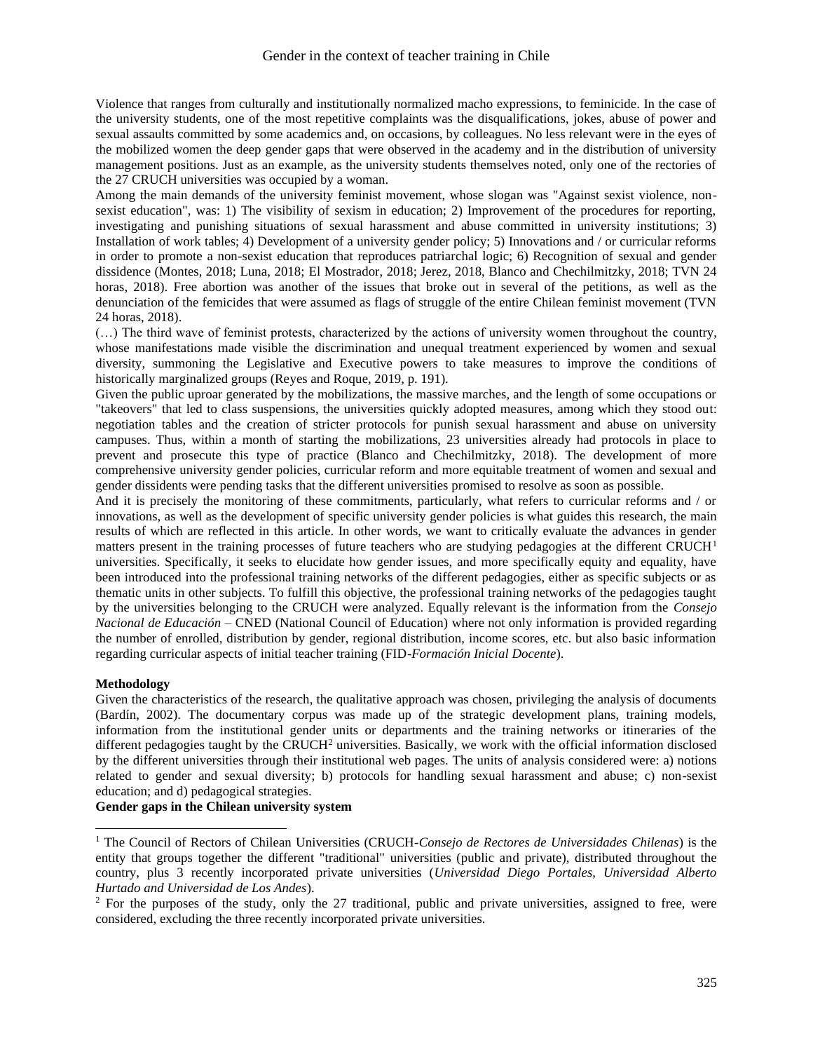Violence that ranges from culturally and institutionally normalized macho expressions, to feminicide. In the case of the university students, one of the most repetitive complaints was the disqualifications, jokes, abuse of power and sexual assaults committed by some academics and, on occasions, by colleagues. No less relevant were in the eyes of the mobilized women the deep gender gaps that were observed in the academy and in the distribution of university management positions. Just as an example, as the university students themselves noted, only one of the rectories of the 27 CRUCH universities was occupied by a woman.

Among the main demands of the university feminist movement, whose slogan was "Against sexist violence, non-sexist education", was: 1) The visibility of sexism in education; 2) Improvement of the procedures for reporting, investigating and punishing situations of sexual harassment and abuse committed in university institutions; 3) Installation of work tables; 4) Development of a university gender policy; 5) Innovations and / or curricular reforms in order to promote a non-sexist education that reproduces patriarchal logic; 6) Recognition of sexual and gender dissidence (Montes, 2018; Luna, 2018; El Mostrador, 2018; Jerez, 2018, Blanco and Chechilmitzky, 2018; TVN 24 horas, 2018). Free abortion was another of the issues that broke out in several of the petitions, as well as the denunciation of the femicides that were assumed as flags of struggle of the entire Chilean feminist movement (TVN 24 horas, 2018).

(…) The third wave of feminist protests, characterized by the actions of university women throughout the country, whose manifestations made visible the discrimination and unequal treatment experienced by women and sexual diversity, summoning the Legislative and Executive powers to take measures to improve the conditions of historically marginalized groups (Reyes and Roque, 2019, p. 191).

Given the public uproar generated by the mobilizations, the massive marches, and the length of some occupations or "takeovers" that led to class suspensions, the universities quickly adopted measures, among which they stood out: negotiation tables and the creation of stricter protocols for punish sexual harassment and abuse on university campuses. Thus, within a month of starting the mobilizations, 23 universities already had protocols in place to prevent and prosecute this type of practice (Blanco and Chechilmitzky, 2018). The development of more comprehensive university gender policies, curricular reform and more equitable treatment of women and sexual and gender dissidents were pending tasks that the different universities promised to resolve as soon as possible.

And it is precisely the monitoring of these commitments, particularly, what refers to curricular reforms and / or innovations, as well as the development of specific university gender policies is what guides this research, the main results of which are reflected in this article. In other words, we want to critically evaluate the advances in gender matters present in the training processes of future teachers who are studying pedagogies at the different CRUCH[1] universities. Specifically, it seeks to elucidate how gender issues, and more specifically equity and equality, have been introduced into the professional training networks of the different pedagogies, either as specific subjects or as thematic units in other subjects. To fulfill this objective, the professional training networks of the pedagogies taught by the universities belonging to the CRUCH were analyzed. Equally relevant is the information from the *Consejo Nacional de Educación* – CNED (National Council of Education) where not only information is provided regarding the number of enrolled, distribution by gender, regional distribution, income scores, etc. but also basic information regarding curricular aspects of initial teacher training (FID-*Formación Inicial Docente*).

**Methodology**

Given the characteristics of the research, the qualitative approach was chosen, privileging the analysis of documents (Bardín, 2002). The documentary corpus was made up of the strategic development plans, training models, information from the institutional gender units or departments and the training networks or itineraries of the different pedagogies taught by the CRUCH[2] universities. Basically, we work with the official information disclosed by the different universities through their institutional web pages. The units of analysis considered were: a) notions related to gender and sexual diversity; b) protocols for handling sexual harassment and abuse; c) non-sexist education; and d) pedagogical strategies.

**Gender gaps in the Chilean university system**

[1] The Council of Rectors of Chilean Universities (CRUCH-*Consejo de Rectores de Universidades Chilenas*) is the entity that groups together the different "traditional" universities (public and private), distributed throughout the country, plus 3 recently incorporated private universities (*Universidad Diego Portales, Universidad Alberto Hurtado and Universidad de Los Andes*).

[2] For the purposes of the study, only the 27 traditional, public and private universities, assigned to free, were considered, excluding the three recently incorporated private universities.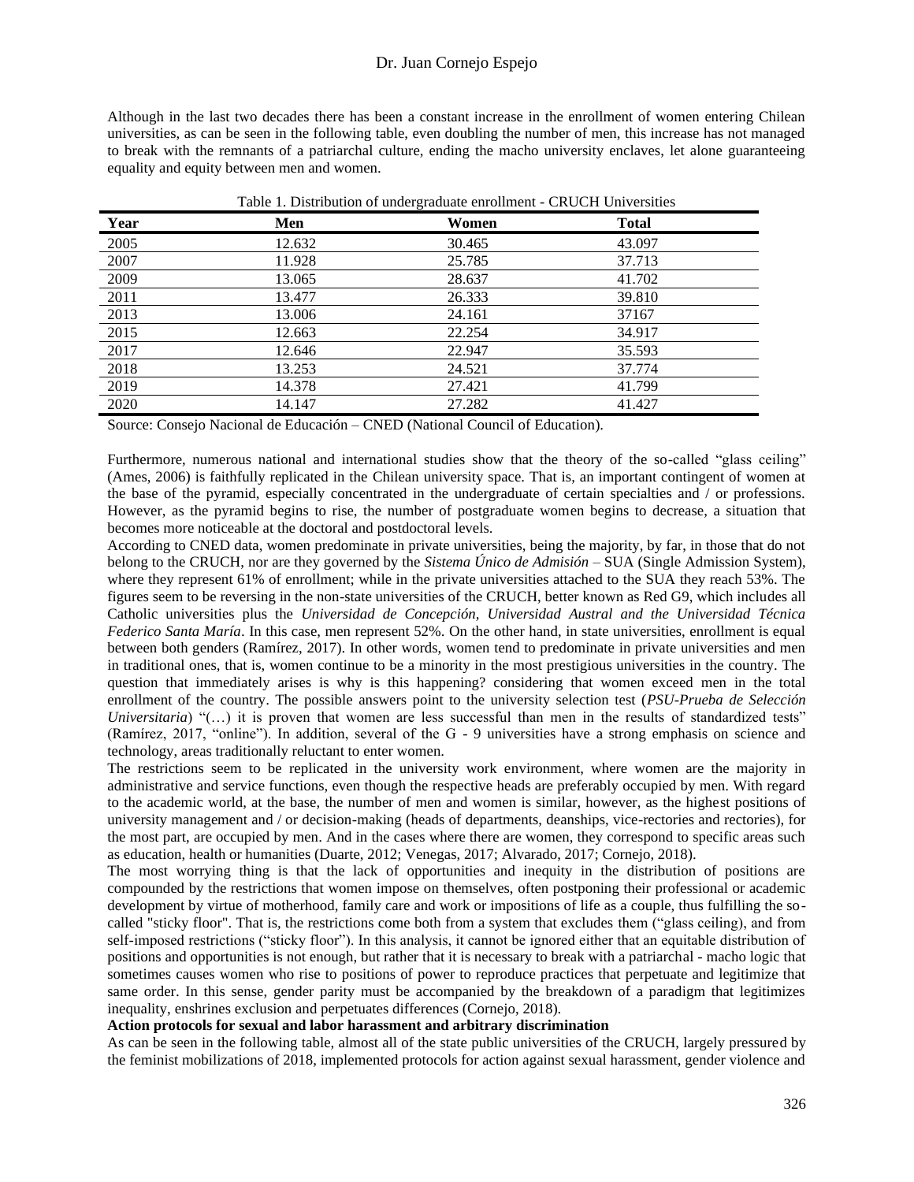Although in the last two decades there has been a constant increase in the enrollment of women entering Chilean universities, as can be seen in the following table, even doubling the number of men, this increase has not managed to break with the remnants of a patriarchal culture, ending the macho university enclaves, let alone guaranteeing equality and equity between men and women.

Table 1. Distribution of undergraduate enrollment - CRUCH Universities

| Year | Men | Women | Total |
|---|---|---|---|
| 2005 | 12.632 | 30.465 | 43.097 |
| 2007 | 11.928 | 25.785 | 37.713 |
| 2009 | 13.065 | 28.637 | 41.702 |
| 2011 | 13.477 | 26.333 | 39.810 |
| 2013 | 13.006 | 24.161 | 37167 |
| 2015 | 12.663 | 22.254 | 34.917 |
| 2017 | 12.646 | 22.947 | 35.593 |
| 2018 | 13.253 | 24.521 | 37.774 |
| 2019 | 14.378 | 27.421 | 41.799 |
| 2020 | 14.147 | 27.282 | 41.427 |

Source: Consejo Nacional de Educación – CNED (National Council of Education).

Furthermore, numerous national and international studies show that the theory of the so-called "glass ceiling" (Ames, 2006) is faithfully replicated in the Chilean university space. That is, an important contingent of women at the base of the pyramid, especially concentrated in the undergraduate of certain specialties and / or professions. However, as the pyramid begins to rise, the number of postgraduate women begins to decrease, a situation that becomes more noticeable at the doctoral and postdoctoral levels.

According to CNED data, women predominate in private universities, being the majority, by far, in those that do not belong to the CRUCH, nor are they governed by the *Sistema Único de Admisión* – SUA (Single Admission System), where they represent 61% of enrollment; while in the private universities attached to the SUA they reach 53%. The figures seem to be reversing in the non-state universities of the CRUCH, better known as Red G9, which includes all Catholic universities plus the *Universidad de Concepción, Universidad Austral and the Universidad Técnica Federico Santa María*. In this case, men represent 52%. On the other hand, in state universities, enrollment is equal between both genders (Ramírez, 2017). In other words, women tend to predominate in private universities and men in traditional ones, that is, women continue to be a minority in the most prestigious universities in the country. The question that immediately arises is why is this happening? considering that women exceed men in the total enrollment of the country. The possible answers point to the university selection test (*PSU-Prueba de Selección Universitaria*) "(…) it is proven that women are less successful than men in the results of standardized tests" (Ramírez, 2017, "online"). In addition, several of the G - 9 universities have a strong emphasis on science and technology, areas traditionally reluctant to enter women.

The restrictions seem to be replicated in the university work environment, where women are the majority in administrative and service functions, even though the respective heads are preferably occupied by men. With regard to the academic world, at the base, the number of men and women is similar, however, as the highest positions of university management and / or decision-making (heads of departments, deanships, vice-rectories and rectories), for the most part, are occupied by men. And in the cases where there are women, they correspond to specific areas such as education, health or humanities (Duarte, 2012; Venegas, 2017; Alvarado, 2017; Cornejo, 2018).

The most worrying thing is that the lack of opportunities and inequity in the distribution of positions are compounded by the restrictions that women impose on themselves, often postponing their professional or academic development by virtue of motherhood, family care and work or impositions of life as a couple, thus fulfilling the so-called "sticky floor". That is, the restrictions come both from a system that excludes them ("glass ceiling), and from self-imposed restrictions ("sticky floor"). In this analysis, it cannot be ignored either that an equitable distribution of positions and opportunities is not enough, but rather that it is necessary to break with a patriarchal - macho logic that sometimes causes women who rise to positions of power to reproduce practices that perpetuate and legitimize that same order. In this sense, gender parity must be accompanied by the breakdown of a paradigm that legitimizes inequality, enshrines exclusion and perpetuates differences (Cornejo, 2018).

**Action protocols for sexual and labor harassment and arbitrary discrimination**

As can be seen in the following table, almost all of the state public universities of the CRUCH, largely pressured by the feminist mobilizations of 2018, implemented protocols for action against sexual harassment, gender violence and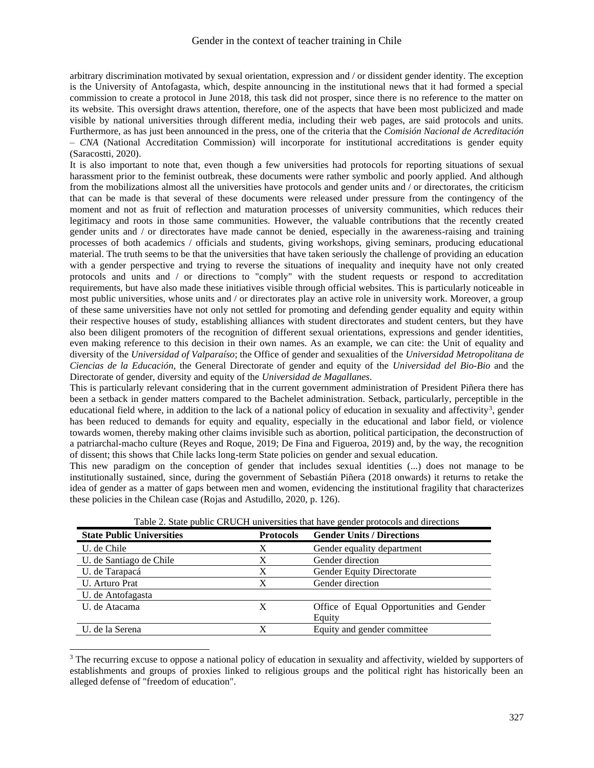arbitrary discrimination motivated by sexual orientation, expression and / or dissident gender identity. The exception is the University of Antofagasta, which, despite announcing in the institutional news that it had formed a special commission to create a protocol in June 2018, this task did not prosper, since there is no reference to the matter on its website. This oversight draws attention, therefore, one of the aspects that have been most publicized and made visible by national universities through different media, including their web pages, are said protocols and units. Furthermore, as has just been announced in the press, one of the criteria that the *Comisión Nacional de Acreditación – CNA* (National Accreditation Commission) will incorporate for institutional accreditations is gender equity (Saracostti, 2020).

It is also important to note that, even though a few universities had protocols for reporting situations of sexual harassment prior to the feminist outbreak, these documents were rather symbolic and poorly applied. And although from the mobilizations almost all the universities have protocols and gender units and / or directorates, the criticism that can be made is that several of these documents were released under pressure from the contingency of the moment and not as fruit of reflection and maturation processes of university communities, which reduces their legitimacy and roots in those same communities. However, the valuable contributions that the recently created gender units and / or directorates have made cannot be denied, especially in the awareness-raising and training processes of both academics / officials and students, giving workshops, giving seminars, producing educational material. The truth seems to be that the universities that have taken seriously the challenge of providing an education with a gender perspective and trying to reverse the situations of inequality and inequity have not only created protocols and units and / or directions to "comply" with the student requests or respond to accreditation requirements, but have also made these initiatives visible through official websites. This is particularly noticeable in most public universities, whose units and / or directorates play an active role in university work. Moreover, a group of these same universities have not only not settled for promoting and defending gender equality and equity within their respective houses of study, establishing alliances with student directorates and student centers, but they have also been diligent promoters of the recognition of different sexual orientations, expressions and gender identities, even making reference to this decision in their own names. As an example, we can cite: the Unit of equality and diversity of the *Universidad of Valparaíso*; the Office of gender and sexualities of the *Universidad Metropolitana de Ciencias de la Educación*, the General Directorate of gender and equity of the *Universidad del Bio-Bio* and the Directorate of gender, diversity and equity of the *Universidad de Magallanes*.

This is particularly relevant considering that in the current government administration of President Piñera there has been a setback in gender matters compared to the Bachelet administration. Setback, particularly, perceptible in the educational field where, in addition to the lack of a national policy of education in sexuality and affectivity[3], gender has been reduced to demands for equity and equality, especially in the educational and labor field, or violence towards women, thereby making other claims invisible such as abortion, political participation, the deconstruction of a patriarchal-macho culture (Reyes and Roque, 2019; De Fina and Figueroa, 2019) and, by the way, the recognition of dissent; this shows that Chile lacks long-term State policies on gender and sexual education.

This new paradigm on the conception of gender that includes sexual identities (...) does not manage to be institutionally sustained, since, during the government of Sebastián Piñera (2018 onwards) it returns to retake the idea of gender as a matter of gaps between men and women, evidencing the institutional fragility that characterizes these policies in the Chilean case (Rojas and Astudillo, 2020, p. 126).

Table 2. State public CRUCH universities that have gender protocols and directions

| State Public Universities | Protocols | Gender Units / Directions |
|---|---|---|
| U. de Chile | X | Gender equality department |
| U. de Santiago de Chile | X | Gender direction |
| U. de Tarapacá | X | Gender Equity Directorate |
| U. Arturo Prat | X | Gender direction |
| U. de Antofagasta | | |
| U. de Atacama | X | Office of Equal Opportunities and Gender Equity |
| U. de la Serena | X | Equity and gender committee |

[3] The recurring excuse to oppose a national policy of education in sexuality and affectivity, wielded by supporters of establishments and groups of proxies linked to religious groups and the political right has historically been an alleged defense of "freedom of education".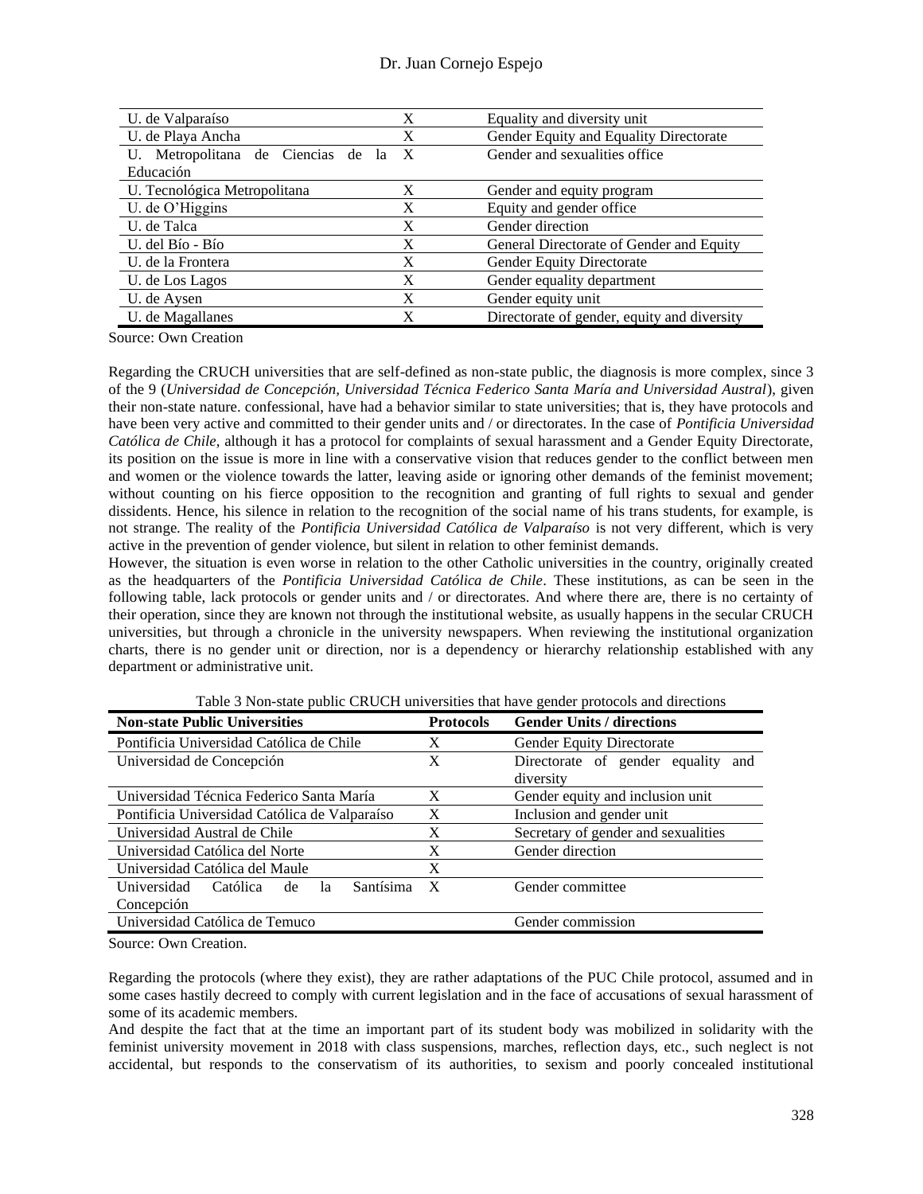| | | |
|---|---|---|
| U. de Valparaíso | X | Equality and diversity unit |
| U. de Playa Ancha | X | Gender Equity and Equality Directorate |
| U. Metropolitana de Ciencias de la Educación | X | Gender and sexualities office |
| U. Tecnológica Metropolitana | X | Gender and equity program |
| U. de O'Higgins | X | Equity and gender office |
| U. de Talca | X | Gender direction |
| U. del Bío - Bío | X | General Directorate of Gender and Equity |
| U. de la Frontera | X | Gender Equity Directorate |
| U. de Los Lagos | X | Gender equality department |
| U. de Aysen | X | Gender equity unit |
| U. de Magallanes | X | Directorate of gender, equity and diversity |

Source: Own Creation

Regarding the CRUCH universities that are self-defined as non-state public, the diagnosis is more complex, since 3 of the 9 (*Universidad de Concepción, Universidad Técnica Federico Santa María and Universidad Austral*), given their non-state nature. confessional, have had a behavior similar to state universities; that is, they have protocols and have been very active and committed to their gender units and / or directorates. In the case of *Pontificia Universidad Católica de Chile*, although it has a protocol for complaints of sexual harassment and a Gender Equity Directorate, its position on the issue is more in line with a conservative vision that reduces gender to the conflict between men and women or the violence towards the latter, leaving aside or ignoring other demands of the feminist movement; without counting on his fierce opposition to the recognition and granting of full rights to sexual and gender dissidents. Hence, his silence in relation to the recognition of the social name of his trans students, for example, is not strange. The reality of the *Pontificia Universidad Católica de Valparaíso* is not very different, which is very active in the prevention of gender violence, but silent in relation to other feminist demands.

However, the situation is even worse in relation to the other Catholic universities in the country, originally created as the headquarters of the *Pontificia Universidad Católica de Chile*. These institutions, as can be seen in the following table, lack protocols or gender units and / or directorates. And where there are, there is no certainty of their operation, since they are known not through the institutional website, as usually happens in the secular CRUCH universities, but through a chronicle in the university newspapers. When reviewing the institutional organization charts, there is no gender unit or direction, nor is a dependency or hierarchy relationship established with any department or administrative unit.

Table 3 Non-state public CRUCH universities that have gender protocols and directions

| **Non-state Public Universities** | **Protocols** | **Gender Units / directions** |
|---|---|---|
| Pontificia Universidad Católica de Chile | X | Gender Equity Directorate |
| Universidad de Concepción | X | Directorate of gender equality and diversity |
| Universidad Técnica Federico Santa María | X | Gender equity and inclusion unit |
| Pontificia Universidad Católica de Valparaíso | X | Inclusion and gender unit |
| Universidad Austral de Chile | X | Secretary of gender and sexualities |
| Universidad Católica del Norte | X | Gender direction |
| Universidad Católica del Maule | X | |
| Universidad Católica de la Santísima Concepción | X | Gender committee |
| Universidad Católica de Temuco | | Gender commission |

Source: Own Creation.

Regarding the protocols (where they exist), they are rather adaptations of the PUC Chile protocol, assumed and in some cases hastily decreed to comply with current legislation and in the face of accusations of sexual harassment of some of its academic members.

And despite the fact that at the time an important part of its student body was mobilized in solidarity with the feminist university movement in 2018 with class suspensions, marches, reflection days, etc., such neglect is not accidental, but responds to the conservatism of its authorities, to sexism and poorly concealed institutional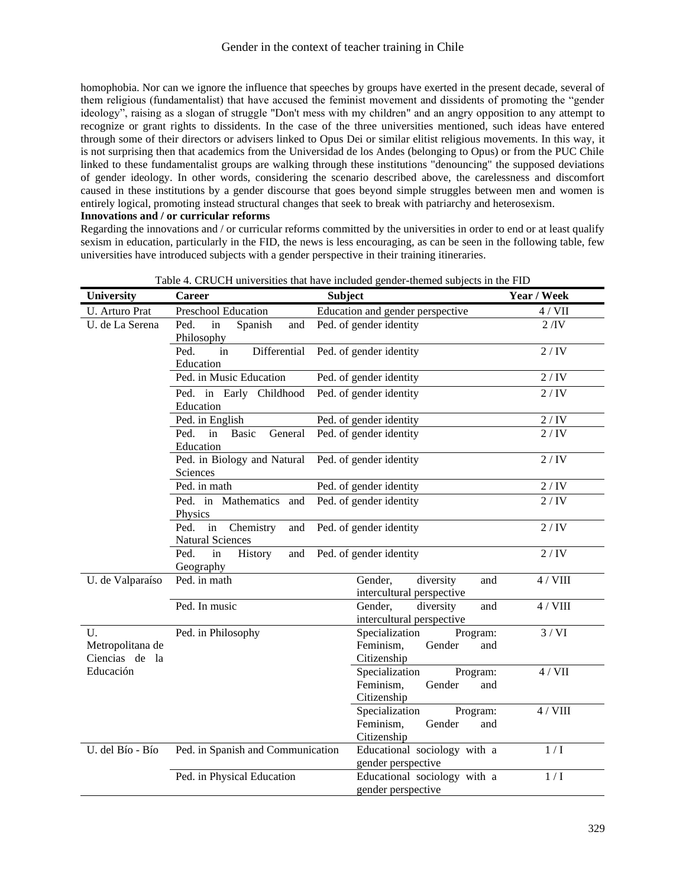homophobia. Nor can we ignore the influence that speeches by groups have exerted in the present decade, several of them religious (fundamentalist) that have accused the feminist movement and dissidents of promoting the "gender ideology", raising as a slogan of struggle "Don't mess with my children" and an angry opposition to any attempt to recognize or grant rights to dissidents. In the case of the three universities mentioned, such ideas have entered through some of their directors or advisers linked to Opus Dei or similar elitist religious movements. In this way, it is not surprising then that academics from the Universidad de los Andes (belonging to Opus) or from the PUC Chile linked to these fundamentalist groups are walking through these institutions "denouncing" the supposed deviations of gender ideology. In other words, considering the scenario described above, the carelessness and discomfort caused in these institutions by a gender discourse that goes beyond simple struggles between men and women is entirely logical, promoting instead structural changes that seek to break with patriarchy and heterosexism.

**Innovations and / or curricular reforms**

Regarding the innovations and / or curricular reforms committed by the universities in order to end or at least qualify sexism in education, particularly in the FID, the news is less encouraging, as can be seen in the following table, few universities have introduced subjects with a gender perspective in their training itineraries.

Table 4. CRUCH universities that have included gender-themed subjects in the FID

| University | Career | Subject | Year / Week |
|---|---|---|---|
| U. Arturo Prat | Preschool Education | Education and gender perspective | 4 / VII |
| U. de La Serena | Ped. in Spanish and Philosophy | Ped. of gender identity | 2 /IV |
| | Ped. in Differential Education | Ped. of gender identity | 2 / IV |
| | Ped. in Music Education | Ped. of gender identity | 2 / IV |
| | Ped. in Early Childhood Education | Ped. of gender identity | 2 / IV |
| | Ped. in English | Ped. of gender identity | 2 / IV |
| | Ped. in Basic General Education | Ped. of gender identity | 2 / IV |
| | Ped. in Biology and Natural Sciences | Ped. of gender identity | 2 / IV |
| | Ped. in math | Ped. of gender identity | 2 / IV |
| | Ped. in Mathematics and Physics | Ped. of gender identity | 2 / IV |
| | Ped. in Chemistry and Natural Sciences | Ped. of gender identity | 2 / IV |
| | Ped. in History and Geography | Ped. of gender identity | 2 / IV |
| U. de Valparaíso | Ped. in math | Gender, diversity and intercultural perspective | 4 / VIII |
| | Ped. In music | Gender, diversity and intercultural perspective | 4 / VIII |
| U. Metropolitana de Ciencias de la Educación | Ped. in Philosophy | Specialization Program: Feminism, Gender and Citizenship | 3 / VI |
| | | Specialization Program: Feminism, Gender and Citizenship | 4 / VII |
| | | Specialization Program: Feminism, Gender and Citizenship | 4 / VIII |
| U. del Bío - Bío | Ped. in Spanish and Communication | Educational sociology with a gender perspective | 1 / I |
| | Ped. in Physical Education | Educational sociology with a gender perspective | 1 / I |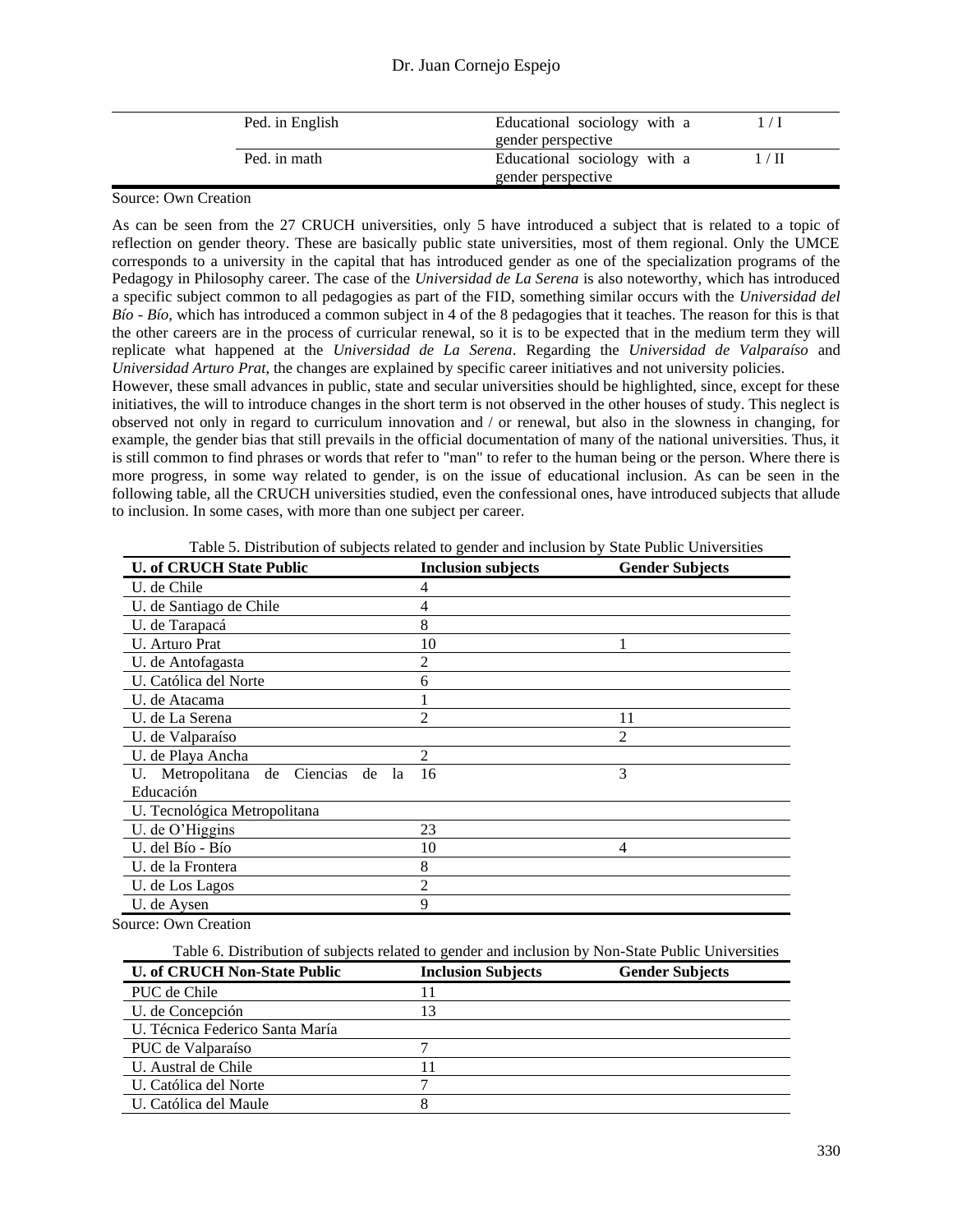| | | |
|---|---|---|
| Ped. in English | Educational sociology with a gender perspective | 1 / I |
| Ped. in math | Educational sociology with a gender perspective | 1 / II |

Source: Own Creation

As can be seen from the 27 CRUCH universities, only 5 have introduced a subject that is related to a topic of reflection on gender theory. These are basically public state universities, most of them regional. Only the UMCE corresponds to a university in the capital that has introduced gender as one of the specialization programs of the Pedagogy in Philosophy career. The case of the *Universidad de La Serena* is also noteworthy, which has introduced a specific subject common to all pedagogies as part of the FID, something similar occurs with the *Universidad del Bío - Bío*, which has introduced a common subject in 4 of the 8 pedagogies that it teaches. The reason for this is that the other careers are in the process of curricular renewal, so it is to be expected that in the medium term they will replicate what happened at the *Universidad de La Serena*. Regarding the *Universidad de Valparaíso* and *Universidad Arturo Prat*, the changes are explained by specific career initiatives and not university policies.

However, these small advances in public, state and secular universities should be highlighted, since, except for these initiatives, the will to introduce changes in the short term is not observed in the other houses of study. This neglect is observed not only in regard to curriculum innovation and / or renewal, but also in the slowness in changing, for example, the gender bias that still prevails in the official documentation of many of the national universities. Thus, it is still common to find phrases or words that refer to "man" to refer to the human being or the person. Where there is more progress, in some way related to gender, is on the issue of educational inclusion. As can be seen in the following table, all the CRUCH universities studied, even the confessional ones, have introduced subjects that allude to inclusion. In some cases, with more than one subject per career.

Table 5. Distribution of subjects related to gender and inclusion by State Public Universities

| U. of CRUCH State Public | Inclusion subjects | Gender Subjects |
|---|---|---|
| U. de Chile | 4 | |
| U. de Santiago de Chile | 4 | |
| U. de Tarapacá | 8 | |
| U. Arturo Prat | 10 | 1 |
| U. de Antofagasta | 2 | |
| U. Católica del Norte | 6 | |
| U. de Atacama | 1 | |
| U. de La Serena | 2 | 11 |
| U. de Valparaíso | | 2 |
| U. de Playa Ancha | 2 | |
| U. Metropolitana de Ciencias de la Educación | 16 | 3 |
| U. Tecnológica Metropolitana | | |
| U. de O'Higgins | 23 | |
| U. del Bío - Bío | 10 | 4 |
| U. de la Frontera | 8 | |
| U. de Los Lagos | 2 | |
| U. de Aysen | 9 | |

Source: Own Creation

Table 6. Distribution of subjects related to gender and inclusion by Non-State Public Universities

| U. of CRUCH Non-State Public | Inclusion Subjects | Gender Subjects |
|---|---|---|
| PUC de Chile | 11 | |
| U. de Concepción | 13 | |
| U. Técnica Federico Santa María | | |
| PUC de Valparaíso | 7 | |
| U. Austral de Chile | 11 | |
| U. Católica del Norte | 7 | |
| U. Católica del Maule | 8 | |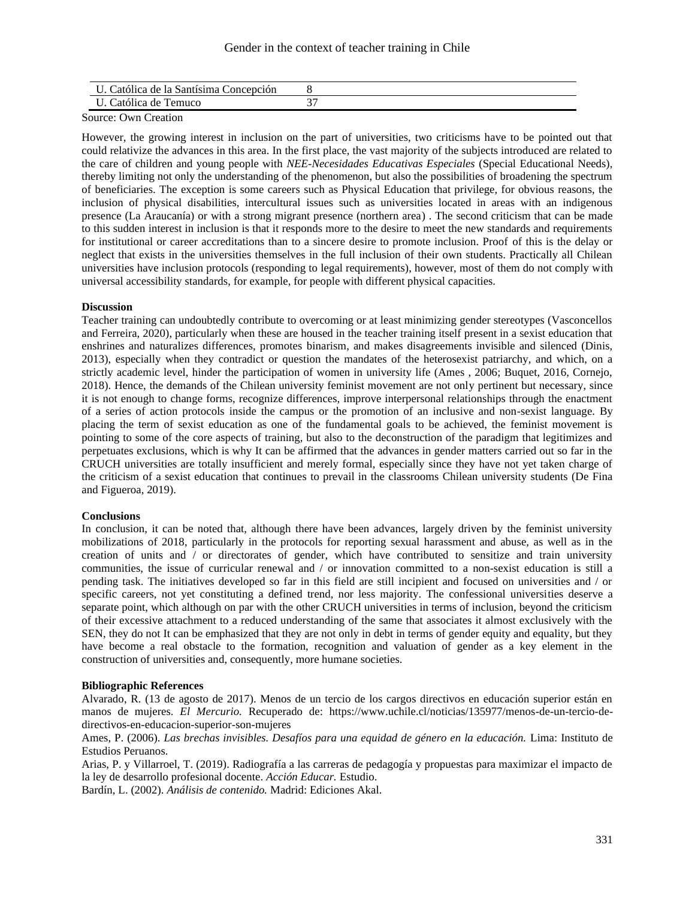| U. Católica de la Santísima Concepción | 8 |
| --- | --- |
| U. Católica de Temuco | 37 |

Source: Own Creation

However, the growing interest in inclusion on the part of universities, two criticisms have to be pointed out that could relativize the advances in this area. In the first place, the vast majority of the subjects introduced are related to the care of children and young people with *NEE-Necesidades Educativas Especiales* (Special Educational Needs), thereby limiting not only the understanding of the phenomenon, but also the possibilities of broadening the spectrum of beneficiaries. The exception is some careers such as Physical Education that privilege, for obvious reasons, the inclusion of physical disabilities, intercultural issues such as universities located in areas with an indigenous presence (La Araucanía) or with a strong migrant presence (northern area) . The second criticism that can be made to this sudden interest in inclusion is that it responds more to the desire to meet the new standards and requirements for institutional or career accreditations than to a sincere desire to promote inclusion. Proof of this is the delay or neglect that exists in the universities themselves in the full inclusion of their own students. Practically all Chilean universities have inclusion protocols (responding to legal requirements), however, most of them do not comply with universal accessibility standards, for example, for people with different physical capacities.

**Discussion**

Teacher training can undoubtedly contribute to overcoming or at least minimizing gender stereotypes (Vasconcellos and Ferreira, 2020), particularly when these are housed in the teacher training itself present in a sexist education that enshrines and naturalizes differences, promotes binarism, and makes disagreements invisible and silenced (Dinis, 2013), especially when they contradict or question the mandates of the heterosexist patriarchy, and which, on a strictly academic level, hinder the participation of women in university life (Ames , 2006; Buquet, 2016, Cornejo, 2018). Hence, the demands of the Chilean university feminist movement are not only pertinent but necessary, since it is not enough to change forms, recognize differences, improve interpersonal relationships through the enactment of a series of action protocols inside the campus or the promotion of an inclusive and non-sexist language. By placing the term of sexist education as one of the fundamental goals to be achieved, the feminist movement is pointing to some of the core aspects of training, but also to the deconstruction of the paradigm that legitimizes and perpetuates exclusions, which is why It can be affirmed that the advances in gender matters carried out so far in the CRUCH universities are totally insufficient and merely formal, especially since they have not yet taken charge of the criticism of a sexist education that continues to prevail in the classrooms Chilean university students (De Fina and Figueroa, 2019).

**Conclusions**

In conclusion, it can be noted that, although there have been advances, largely driven by the feminist university mobilizations of 2018, particularly in the protocols for reporting sexual harassment and abuse, as well as in the creation of units and / or directorates of gender, which have contributed to sensitize and train university communities, the issue of curricular renewal and / or innovation committed to a non-sexist education is still a pending task. The initiatives developed so far in this field are still incipient and focused on universities and / or specific careers, not yet constituting a defined trend, nor less majority. The confessional universities deserve a separate point, which although on par with the other CRUCH universities in terms of inclusion, beyond the criticism of their excessive attachment to a reduced understanding of the same that associates it almost exclusively with the SEN, they do not It can be emphasized that they are not only in debt in terms of gender equity and equality, but they have become a real obstacle to the formation, recognition and valuation of gender as a key element in the construction of universities and, consequently, more humane societies.

**Bibliographic References**

Alvarado, R. (13 de agosto de 2017). Menos de un tercio de los cargos directivos en educación superior están en manos de mujeres. *El Mercurio.* Recuperado de: https://www.uchile.cl/noticias/135977/menos-de-un-tercio-de-directivos-en-educacion-superior-son-mujeres

Ames, P. (2006). *Las brechas invisibles. Desafíos para una equidad de género en la educación.* Lima: Instituto de Estudios Peruanos.

Arias, P. y Villarroel, T. (2019). Radiografía a las carreras de pedagogía y propuestas para maximizar el impacto de la ley de desarrollo profesional docente. *Acción Educar.* Estudio.

Bardín, L. (2002). *Análisis de contenido.* Madrid: Ediciones Akal.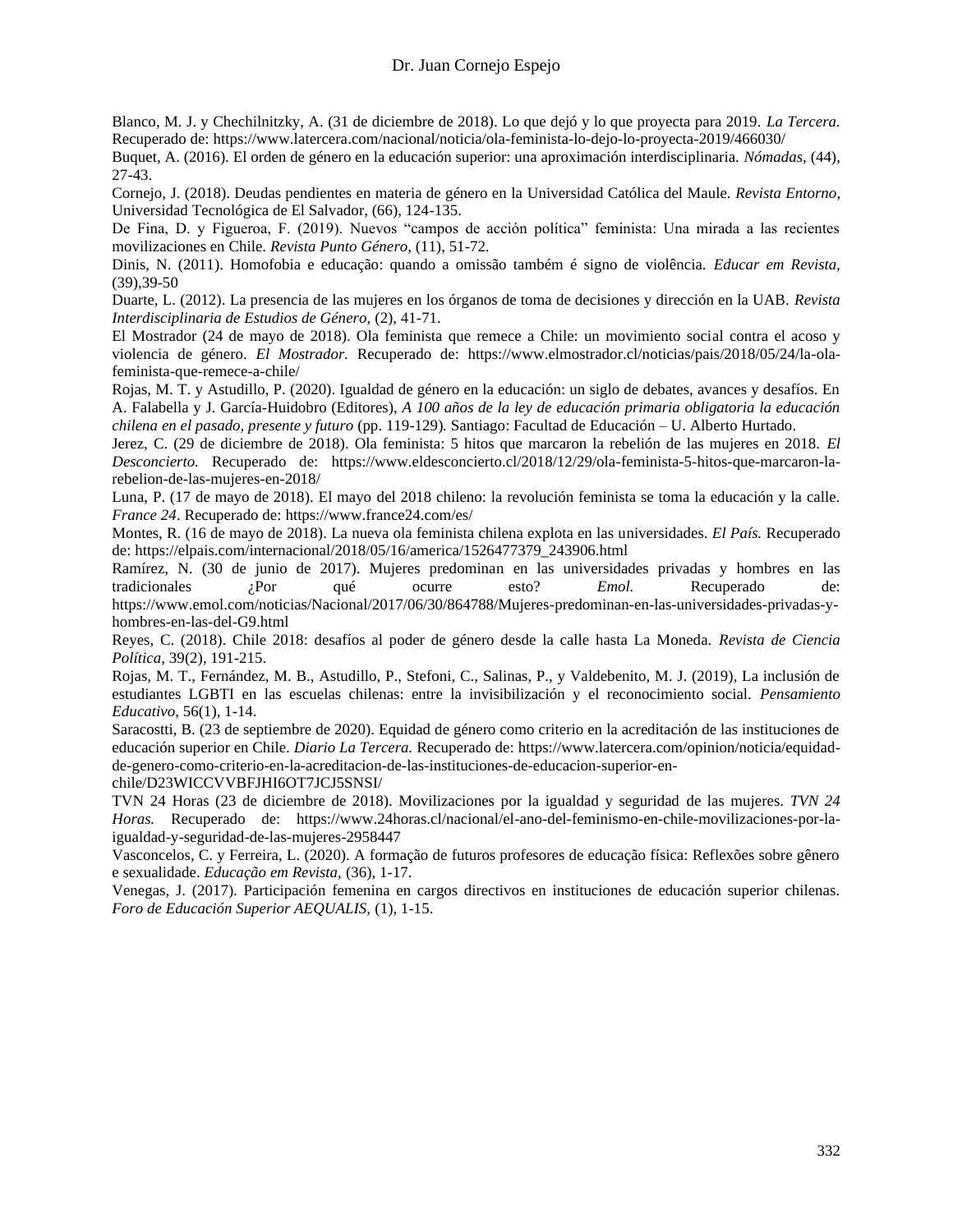Blanco, M. J. y Chechilnitzky, A. (31 de diciembre de 2018). Lo que dejó y lo que proyecta para 2019. *La Tercera.* Recuperado de: https://www.latercera.com/nacional/noticia/ola-feminista-lo-dejo-lo-proyecta-2019/466030/

Buquet, A. (2016). El orden de género en la educación superior: una aproximación interdisciplinaria. *Nómadas,* (44), 27-43.

Cornejo, J. (2018). Deudas pendientes en materia de género en la Universidad Católica del Maule. *Revista Entorno,* Universidad Tecnológica de El Salvador, (66), 124-135.

De Fina, D. y Figueroa, F. (2019). Nuevos "campos de acción política" feminista: Una mirada a las recientes movilizaciones en Chile. *Revista Punto Género,* (11), 51-72.

Dinis, N. (2011). Homofobia e educação: quando a omissão também é signo de violência. *Educar em Revista,* (39),39-50

Duarte, L. (2012). La presencia de las mujeres en los órganos de toma de decisiones y dirección en la UAB. *Revista Interdisciplinaria de Estudios de Género,* (2), 41-71.

El Mostrador (24 de mayo de 2018). Ola feminista que remece a Chile: un movimiento social contra el acoso y violencia de género. *El Mostrador.* Recuperado de: https://www.elmostrador.cl/noticias/pais/2018/05/24/la-ola-feminista-que-remece-a-chile/

Rojas, M. T. y Astudillo, P. (2020). Igualdad de género en la educación: un siglo de debates, avances y desafíos. En A. Falabella y J. García-Huidobro (Editores), *A 100 años de la ley de educación primaria obligatoria la educación chilena en el pasado, presente y futuro* (pp. 119-129). Santiago: Facultad de Educación – U. Alberto Hurtado.

Jerez, C. (29 de diciembre de 2018). Ola feminista: 5 hitos que marcaron la rebelión de las mujeres en 2018. *El Desconcierto.* Recuperado de: https://www.eldesconcierto.cl/2018/12/29/ola-feminista-5-hitos-que-marcaron-la-rebelion-de-las-mujeres-en-2018/

Luna, P. (17 de mayo de 2018). El mayo del 2018 chileno: la revolución feminista se toma la educación y la calle. *France 24*. Recuperado de: https://www.france24.com/es/

Montes, R. (16 de mayo de 2018). La nueva ola feminista chilena explota en las universidades. *El País.* Recuperado de: https://elpais.com/internacional/2018/05/16/america/1526477379_243906.html

Ramírez, N. (30 de junio de 2017). Mujeres predominan en las universidades privadas y hombres en las tradicionales ¿Por qué ocurre esto? *Emol.* Recuperado de: https://www.emol.com/noticias/Nacional/2017/06/30/864788/Mujeres-predominan-en-las-universidades-privadas-y-hombres-en-las-del-G9.html

Reyes, C. (2018). Chile 2018: desafíos al poder de género desde la calle hasta La Moneda. *Revista de Ciencia Política,* 39(2), 191-215.

Rojas, M. T., Fernández, M. B., Astudillo, P., Stefoni, C., Salinas, P., y Valdebenito, M. J. (2019), La inclusión de estudiantes LGBTI en las escuelas chilenas: entre la invisibilización y el reconocimiento social. *Pensamiento Educativo,* 56(1), 1-14.

Saracostti, B. (23 de septiembre de 2020). Equidad de género como criterio en la acreditación de las instituciones de educación superior en Chile. *Diario La Tercera.* Recuperado de: https://www.latercera.com/opinion/noticia/equidad-de-genero-como-criterio-en-la-acreditacion-de-las-instituciones-de-educacion-superior-en-chile/D23WICCVVBFJHI6OT7JCJ5SNSI/

TVN 24 Horas (23 de diciembre de 2018). Movilizaciones por la igualdad y seguridad de las mujeres. *TVN 24 Horas.* Recuperado de: https://www.24horas.cl/nacional/el-ano-del-feminismo-en-chile-movilizaciones-por-la-igualdad-y-seguridad-de-las-mujeres-2958447

Vasconcelos, C. y Ferreira, L. (2020). A formação de futuros profesores de educação física: Reflexões sobre gênero e sexualidade. *Educação em Revista,* (36), 1-17.

Venegas, J. (2017). Participación femenina en cargos directivos en instituciones de educación superior chilenas. *Foro de Educación Superior AEQUALIS,* (1), 1-15.